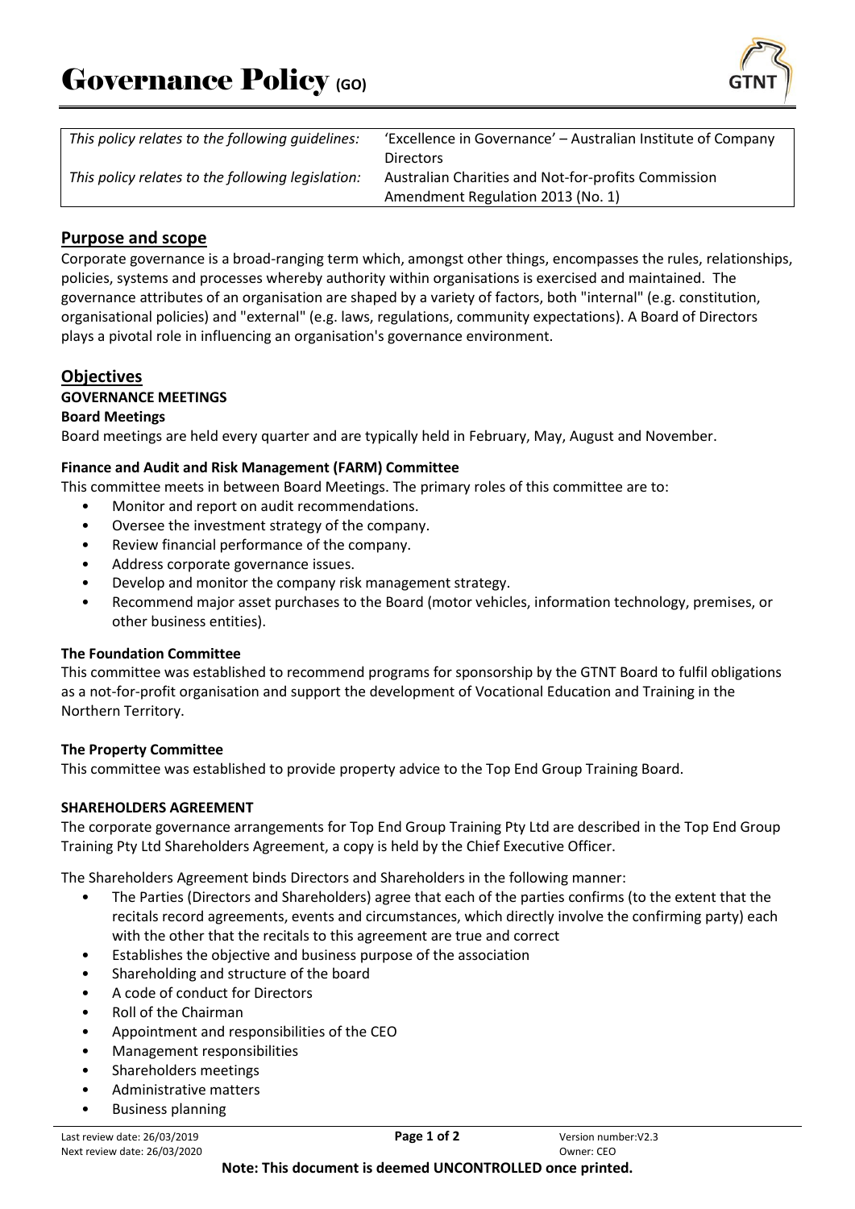# Governance Policy (GO)

| This policy relates to the following guidelines: | 'Excellence in Governance' – Australian Institute of Company Directors |
| --- | --- |
| *This policy relates to the following legislation:* | Australian Charities and Not-for-profits Commission Amendment Regulation 2013 (No. 1) |

## Purpose and scope

Corporate governance is a broad-ranging term which, amongst other things, encompasses the rules, relationships, policies, systems and processes whereby authority within organisations is exercised and maintained. The governance attributes of an organisation are shaped by a variety of factors, both "internal" (e.g. constitution, organisational policies) and "external" (e.g. laws, regulations, community expectations). A Board of Directors plays a pivotal role in influencing an organisation's governance environment.

## Objectives

### GOVERNANCE MEETINGS

**Board Meetings**

Board meetings are held every quarter and are typically held in February, May, August and November.

**Finance and Audit and Risk Management (FARM) Committee**

This committee meets in between Board Meetings. The primary roles of this committee are to:

- Monitor and report on audit recommendations.
- Oversee the investment strategy of the company.
- Review financial performance of the company.
- Address corporate governance issues.
- Develop and monitor the company risk management strategy.
- Recommend major asset purchases to the Board (motor vehicles, information technology, premises, or other business entities).

**The Foundation Committee**

This committee was established to recommend programs for sponsorship by the GTNT Board to fulfil obligations as a not-for-profit organisation and support the development of Vocational Education and Training in the Northern Territory.

**The Property Committee**

This committee was established to provide property advice to the Top End Group Training Board.

### SHAREHOLDERS AGREEMENT

The corporate governance arrangements for Top End Group Training Pty Ltd are described in the Top End Group Training Pty Ltd Shareholders Agreement, a copy is held by the Chief Executive Officer.

The Shareholders Agreement binds Directors and Shareholders in the following manner:

- The Parties (Directors and Shareholders) agree that each of the parties confirms (to the extent that the recitals record agreements, events and circumstances, which directly involve the confirming party) each with the other that the recitals to this agreement are true and correct
- Establishes the objective and business purpose of the association
- Shareholding and structure of the board
- A code of conduct for Directors
- Roll of the Chairman
- Appointment and responsibilities of the CEO
- Management responsibilities
- Shareholders meetings
- Administrative matters
- Business planning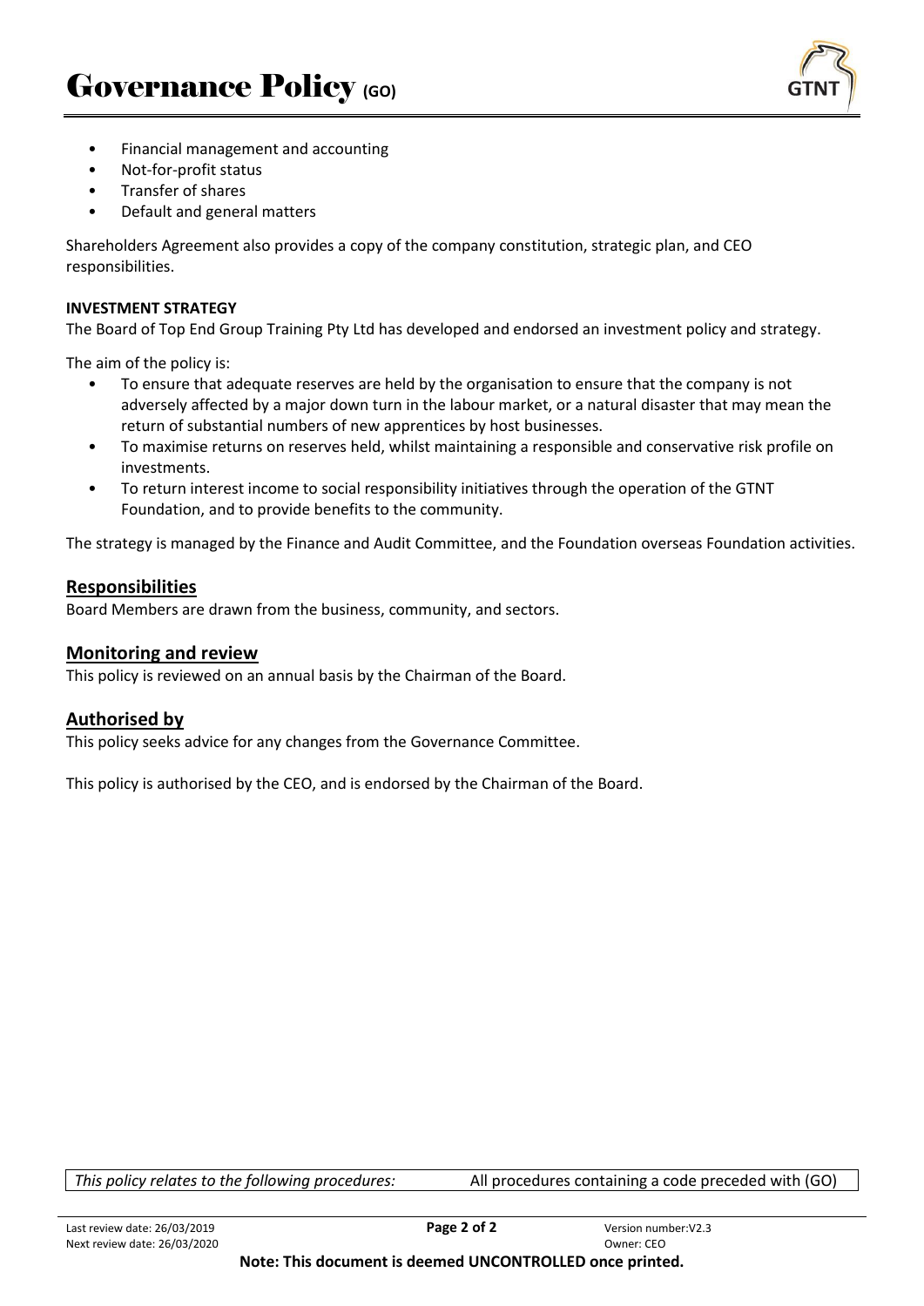- Financial management and accounting
- Not-for-profit status
- Transfer of shares
- Default and general matters

Shareholders Agreement also provides a copy of the company constitution, strategic plan, and CEO responsibilities.

**INVESTMENT STRATEGY**

The Board of Top End Group Training Pty Ltd has developed and endorsed an investment policy and strategy.

The aim of the policy is:

- To ensure that adequate reserves are held by the organisation to ensure that the company is not adversely affected by a major down turn in the labour market, or a natural disaster that may mean the return of substantial numbers of new apprentices by host businesses.
- To maximise returns on reserves held, whilst maintaining a responsible and conservative risk profile on investments.
- To return interest income to social responsibility initiatives through the operation of the GTNT Foundation, and to provide benefits to the community.

The strategy is managed by the Finance and Audit Committee, and the Foundation overseas Foundation activities.

## Responsibilities

Board Members are drawn from the business, community, and sectors.

## Monitoring and review

This policy is reviewed on an annual basis by the Chairman of the Board.

## Authorised by

This policy seeks advice for any changes from the Governance Committee.

This policy is authorised by the CEO, and is endorsed by the Chairman of the Board.

| | |
|---|---|
| *This policy relates to the following procedures:* | All procedures containing a code preceded with (GO) |

Last review date: 26/03/2019
Next review date: 26/03/2020
Version number:V2.3
Owner: CEO

**Note: This document is deemed UNCONTROLLED once printed.**